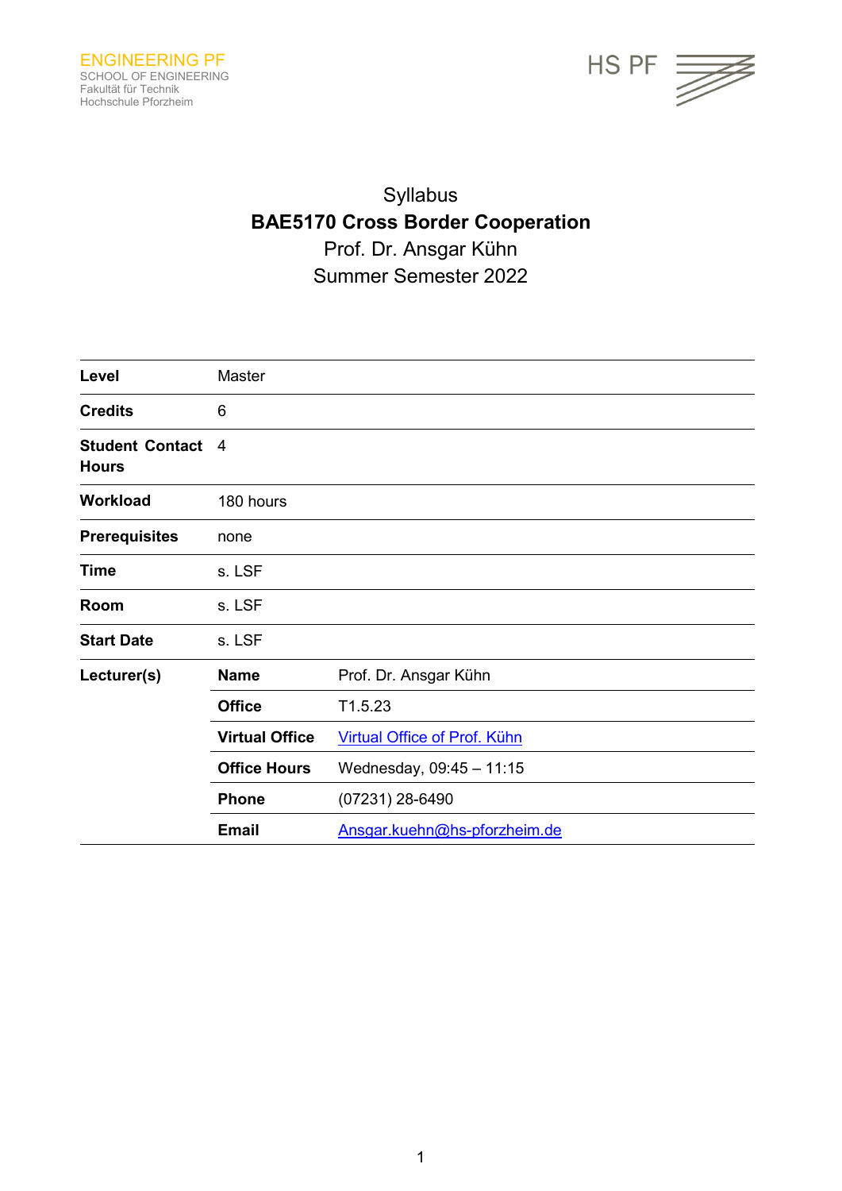ENGINEERING PF
SCHOOL OF ENGINEERING
Fakultät für Technik
Hochschule Pforzheim

HS PF

# Syllabus
## BAE5170 Cross Border Cooperation
Prof. Dr. Ansgar Kühn
Summer Semester 2022

| | | |
|---|---|---|
| **Level** | Master | |
| **Credits** | 6 | |
| **Student Contact Hours** | 4 | |
| **Workload** | 180 hours | |
| **Prerequisites** | none | |
| **Time** | s. LSF | |
| **Room** | s. LSF | |
| **Start Date** | s. LSF | |
| **Lecturer(s)** | **Name** | Prof. Dr. Ansgar Kühn |
| | **Office** | T1.5.23 |
| | **Virtual Office** | [Virtual Office of Prof. Kühn] |
| | **Office Hours** | Wednesday, 09:45 – 11:15 |
| | **Phone** | (07231) 28-6490 |
| | **Email** | Ansgar.kuehn@hs-pforzheim.de |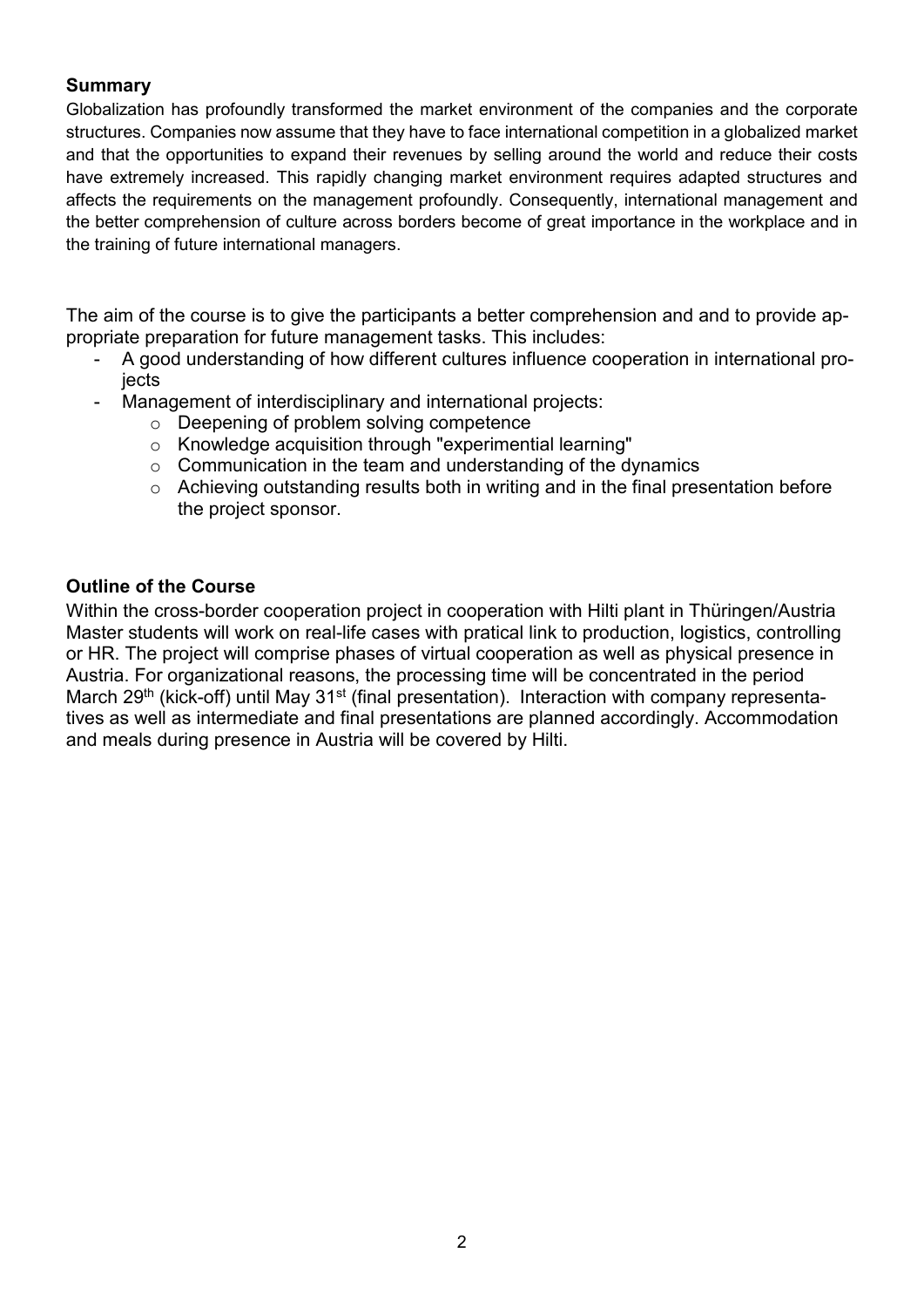## Summary

Globalization has profoundly transformed the market environment of the companies and the corporate structures. Companies now assume that they have to face international competition in a globalized market and that the opportunities to expand their revenues by selling around the world and reduce their costs have extremely increased. This rapidly changing market environment requires adapted structures and affects the requirements on the management profoundly. Consequently, international management and the better comprehension of culture across borders become of great importance in the workplace and in the training of future international managers.

The aim of the course is to give the participants a better comprehension and and to provide appropriate preparation for future management tasks. This includes:

- A good understanding of how different cultures influence cooperation in international projects
- Management of interdisciplinary and international projects:
    - Deepening of problem solving competence
    - Knowledge acquisition through "experimential learning"
    - Communication in the team and understanding of the dynamics
    - Achieving outstanding results both in writing and in the final presentation before the project sponsor.

## Outline of the Course

Within the cross-border cooperation project in cooperation with Hilti plant in Thüringen/Austria Master students will work on real-life cases with pratical link to production, logistics, controlling or HR. The project will comprise phases of virtual cooperation as well as physical presence in Austria. For organizational reasons, the processing time will be concentrated in the period March 29th (kick-off) until May 31st (final presentation). Interaction with company representatives as well as intermediate and final presentations are planned accordingly. Accommodation and meals during presence in Austria will be covered by Hilti.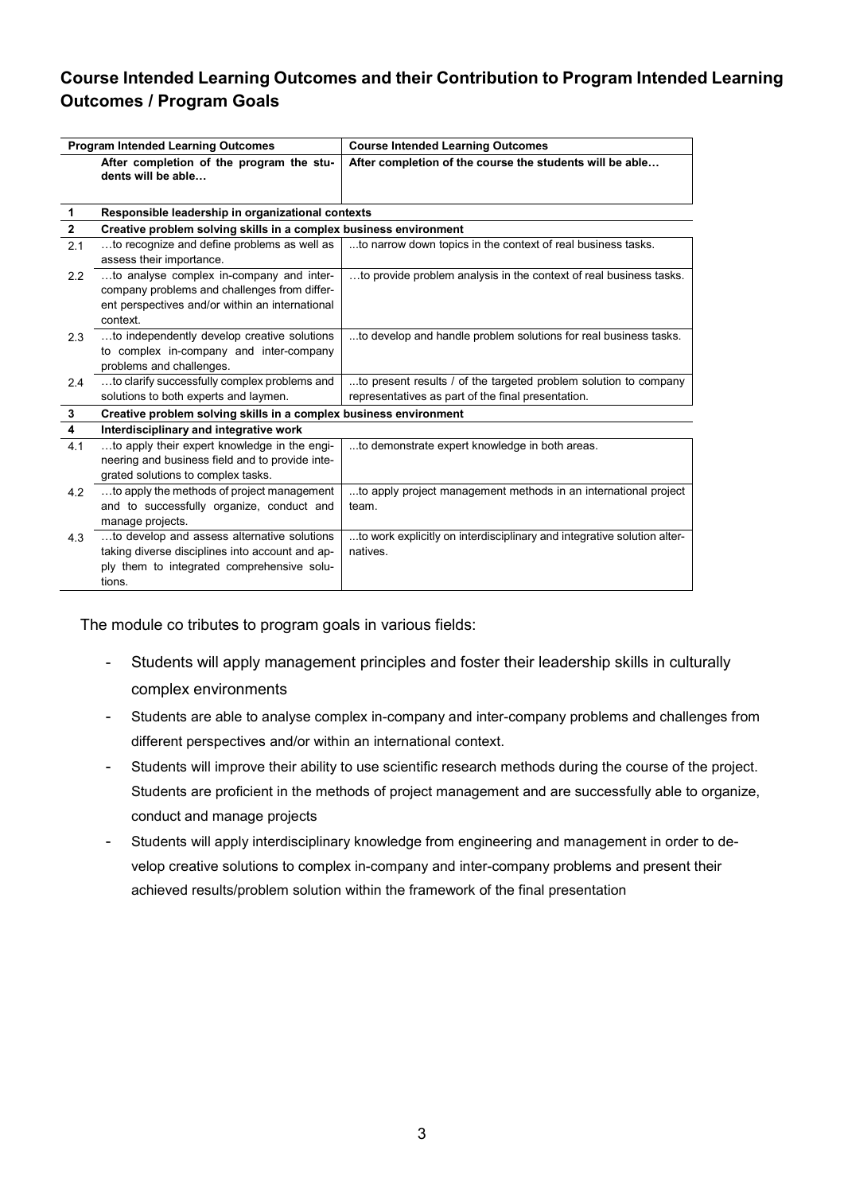## Course Intended Learning Outcomes and their Contribution to Program Intended Learning Outcomes / Program Goals

| | Program Intended Learning Outcomes | Course Intended Learning Outcomes |
|---|---|---|
| | **After completion of the program the students will be able…** | **After completion of the course the students will be able…** |
| **1** | **Responsible leadership in organizational contexts** | |
| **2** | **Creative problem solving skills in a complex business environment** | |
| 2.1 | …to recognize and define problems as well as assess their importance. | ...to narrow down topics in the context of real business tasks. |
| 2.2 | …to analyse complex in-company and inter-company problems and challenges from different perspectives and/or within an international context. | …to provide problem analysis in the context of real business tasks. |
| 2.3 | …to independently develop creative solutions to complex in-company and inter-company problems and challenges. | ...to develop and handle problem solutions for real business tasks. |
| 2.4 | …to clarify successfully complex problems and solutions to both experts and laymen. | ...to present results / of the targeted problem solution to company representatives as part of the final presentation. |
| **3** | **Creative problem solving skills in a complex business environment** | |
| **4** | **Interdisciplinary and integrative work** | |
| 4.1 | …to apply their expert knowledge in the engineering and business field and to provide integrated solutions to complex tasks. | ...to demonstrate expert knowledge in both areas. |
| 4.2 | …to apply the methods of project management and to successfully organize, conduct and manage projects. | ...to apply project management methods in an international project team. |
| 4.3 | …to develop and assess alternative solutions taking diverse disciplines into account and apply them to integrated comprehensive solutions. | ...to work explicitly on interdisciplinary and integrative solution alternatives. |

The module co tributes to program goals in various fields:

- Students will apply management principles and foster their leadership skills in culturally complex environments
- Students are able to analyse complex in-company and inter-company problems and challenges from different perspectives and/or within an international context.
- Students will improve their ability to use scientific research methods during the course of the project. Students are proficient in the methods of project management and are successfully able to organize, conduct and manage projects
- Students will apply interdisciplinary knowledge from engineering and management in order to develop creative solutions to complex in-company and inter-company problems and present their achieved results/problem solution within the framework of the final presentation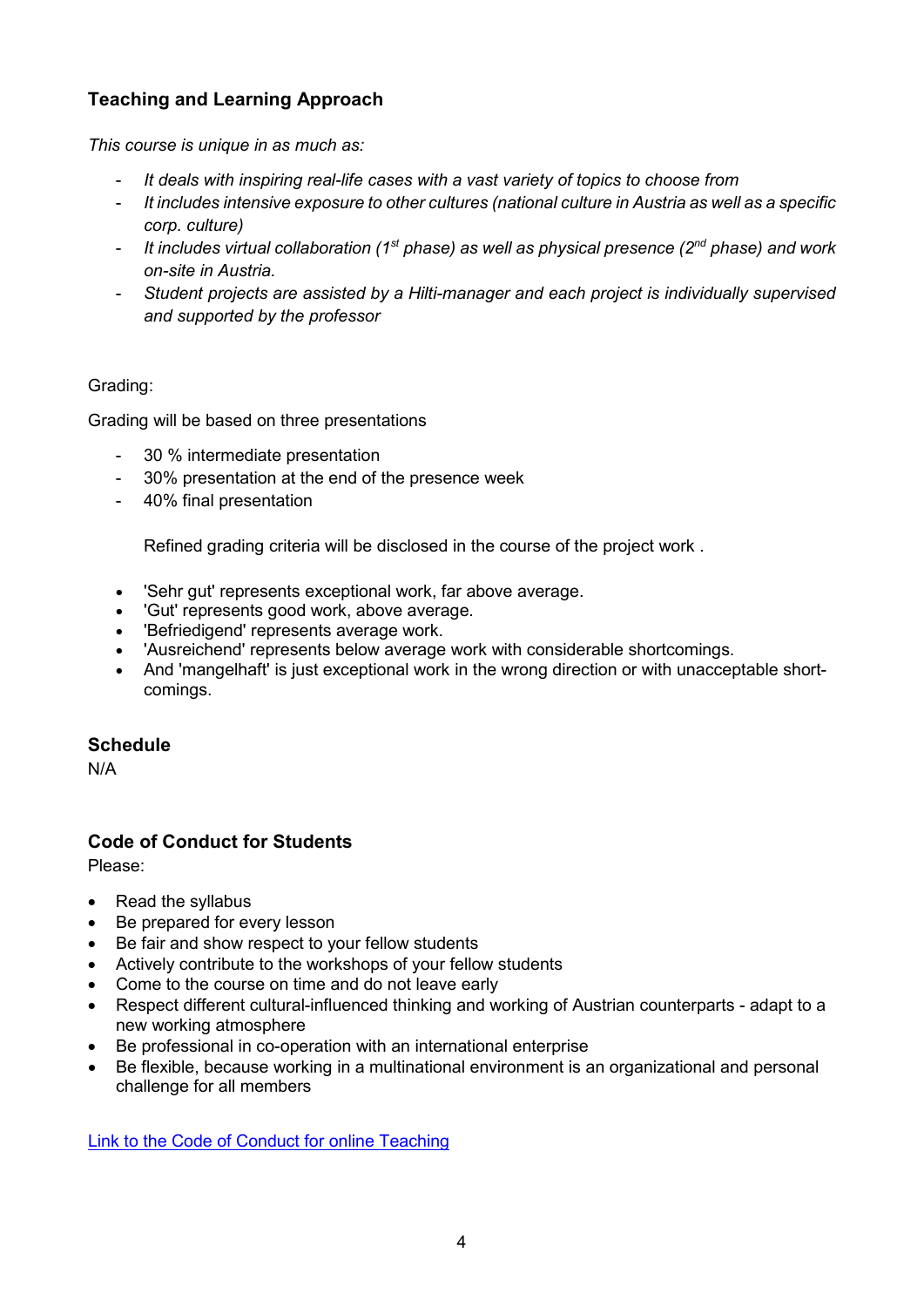## Teaching and Learning Approach

*This course is unique in as much as:*

- *It deals with inspiring real-life cases with a vast variety of topics to choose from*
- *It includes intensive exposure to other cultures (national culture in Austria as well as a specific corp. culture)*
- *It includes virtual collaboration (1st phase) as well as physical presence (2nd phase) and work on-site in Austria.*
- *Student projects are assisted by a Hilti-manager and each project is individually supervised and supported by the professor*

Grading:

Grading will be based on three presentations

- 30 % intermediate presentation
- 30% presentation at the end of the presence week
- 40% final presentation

Refined grading criteria will be disclosed in the course of the project work .

- 'Sehr gut' represents exceptional work, far above average.
- 'Gut' represents good work, above average.
- 'Befriedigend' represents average work.
- 'Ausreichend' represents below average work with considerable shortcomings.
- And 'mangelhaft' is just exceptional work in the wrong direction or with unacceptable short-comings.

## Schedule

N/A

## Code of Conduct for Students

Please:

- Read the syllabus
- Be prepared for every lesson
- Be fair and show respect to your fellow students
- Actively contribute to the workshops of your fellow students
- Come to the course on time and do not leave early
- Respect different cultural-influenced thinking and working of Austrian counterparts - adapt to a new working atmosphere
- Be professional in co-operation with an international enterprise
- Be flexible, because working in a multinational environment is an organizational and personal challenge for all members

[Link to the Code of Conduct for online Teaching]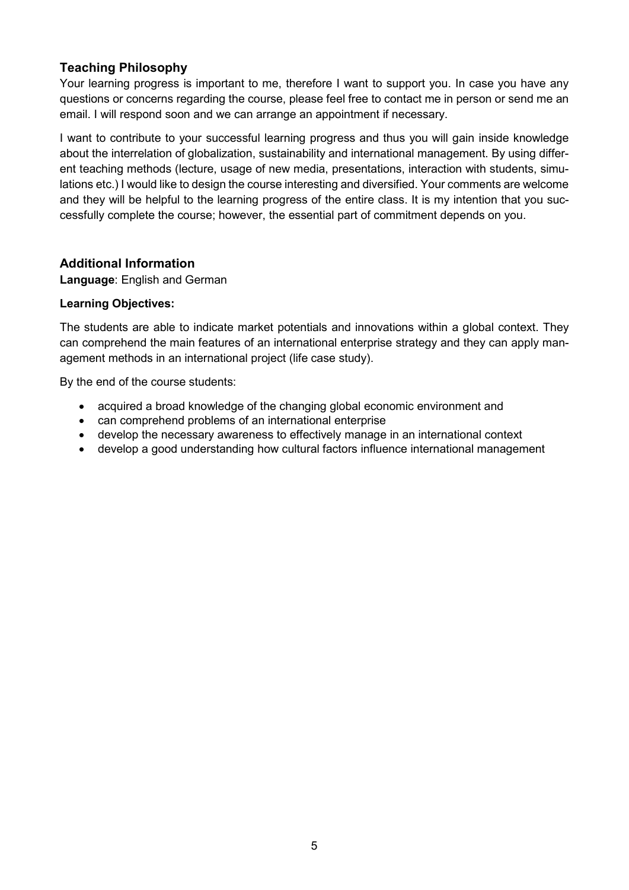## Teaching Philosophy

Your learning progress is important to me, therefore I want to support you. In case you have any questions or concerns regarding the course, please feel free to contact me in person or send me an email. I will respond soon and we can arrange an appointment if necessary.

I want to contribute to your successful learning progress and thus you will gain inside knowledge about the interrelation of globalization, sustainability and international management. By using different teaching methods (lecture, usage of new media, presentations, interaction with students, simulations etc.) I would like to design the course interesting and diversified. Your comments are welcome and they will be helpful to the learning progress of the entire class. It is my intention that you successfully complete the course; however, the essential part of commitment depends on you.

## Additional Information

**Language**: English and German

**Learning Objectives:**

The students are able to indicate market potentials and innovations within a global context. They can comprehend the main features of an international enterprise strategy and they can apply management methods in an international project (life case study).

By the end of the course students:

- acquired a broad knowledge of the changing global economic environment and
- can comprehend problems of an international enterprise
- develop the necessary awareness to effectively manage in an international context
- develop a good understanding how cultural factors influence international management